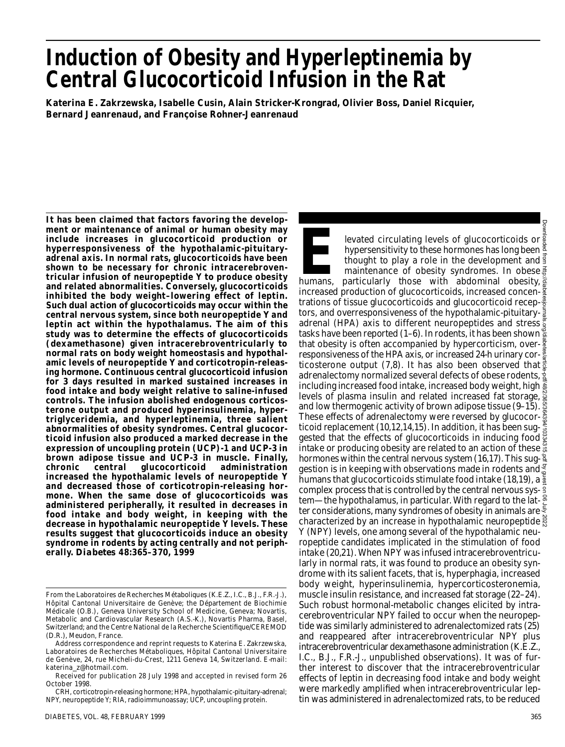# Induction of Obesity and Hyperleptinemia by Central Glucocorticoid Infusion in the Rat

**Katerina E. Zakrzewska, Isabelle Cusin, Alain Stricker-Krongrad, Olivier Boss, Daniel Ricquier, Bernard Jeanrenaud, and Françoise Rohner-Jeanrenaud**

**It has been claimed that factors favoring the development or maintenance of animal or human obesity may include increases in glucocorticoid production or hyperresponsiveness of the hypothalamic-pituitary-adrenal axis. In normal rats, glucocorticoids have been shown to be necessary for chronic intracerebroventricular infusion of neuropeptide Y to produce obesity and related abnormalities. Conversely, glucocorticoids inhibited the body weight–lowering effect of leptin. Such dual action of glucocorticoids may occur within the central nervous system, since both neuropeptide Y and leptin act within the hypothalamus. The aim of this study was to determine the effects of glucocorticoids (dexamethasone) given intracerebroventricularly to normal rats on body weight homeostasis and hypothalamic levels of neuropeptide Y and corticotropin-releasing hormone. Continuous central glucocorticoid infusion for 3 days resulted in marked sustained increases in food intake and body weight relative to saline-infused controls. The infusion abolished endogenous corticosterone output and produced hyperinsulinemia, hypertriglyceridemia, and hyperleptinemia, three salient abnormalities of obesity syndromes. Central glucocorticoid infusion also produced a marked decrease in the expression of uncoupling protein (UCP)-1 and UCP-3 in brown adipose tissue and UCP-3 in muscle. Finally, chronic central glucocorticoid administration increased the hypothalamic levels of neuropeptide Y and decreased those of corticotropin-releasing hormone. When the same dose of glucocorticoids was administered peripherally, it resulted in decreases in food intake and body weight, in keeping with the decrease in hypothalamic neuropeptide Y levels. These results suggest that glucocorticoids induce an obesity syndrome in rodents by acting centrally and not peripherally.** ***Diabetes* 48:365–370, 1999**

Elevated circulating levels of glucocorticoids or hypersensitivity to these hormones has long been thought to play a role in the development and maintenance of obesity syndromes. In obese humans, particularly those with abdominal obesity, increased production of glucocorticoids, increased concentrations of tissue glucocorticoids and glucocorticoid receptors, and overresponsiveness of the hypothalamic-pituitary-adrenal (HPA) axis to different neuropeptides and stress tasks have been reported (1–6). In rodents, it has been shown that obesity is often accompanied by hypercorticism, overresponsiveness of the HPA axis, or increased 24-h urinary corticosterone output (7,8). It has also been observed that adrenalectomy normalized several defects of obese rodents, including increased food intake, increased body weight, high levels of plasma insulin and related increased fat storage, and low thermogenic activity of brown adipose tissue (9–15). These effects of adrenalectomy were reversed by glucocorticoid replacement (10,12,14,15). In addition, it has been suggested that the effects of glucocorticoids in inducing food intake or producing obesity are related to an action of these hormones within the central nervous system (16,17). This suggestion is in keeping with observations made in rodents and humans that glucocorticoids stimulate food intake (18,19), a complex process that is controlled by the central nervous system—the hypothalamus, in particular. With regard to the latter considerations, many syndromes of obesity in animals are characterized by an increase in hypothalamic neuropeptide Y (NPY) levels, one among several of the hypothalamic neuropeptide candidates implicated in the stimulation of food intake (20,21). When NPY was infused intracerebroventricularly in normal rats, it was found to produce an obesity syndrome with its salient facets, that is, hyperphagia, increased body weight, hyperinsulinemia, hypercorticosteronemia, muscle insulin resistance, and increased fat storage (22–24). Such robust hormonal-metabolic changes elicited by intracerebroventricular NPY failed to occur when the neuropeptide was similarly administered to adrenalectomized rats (25) and reappeared after intracerebroventricular NPY plus intracerebroventricular dexamethasone administration (K.E.Z., I.C., B.J., F.R.-J., unpublished observations). It was of further interest to discover that the intracerebroventricular effects of leptin in decreasing food intake and body weight were markedly amplified when intracerebroventricular leptin was administered in adrenalectomized rats, to be reduced

From the Laboratoires de Recherches Métaboliques (K.E.Z., I.C., B.J., F.R.-J.), Hôpital Cantonal Universitaire de Genève; the Département de Biochimie Médicale (O.B.), Geneva University School of Medicine, Geneva; Novartis, Metabolic and Cardiovascular Research (A.S.-K.), Novartis Pharma, Basel, Switzerland; and the Centre National de la Recherche Scientifique/CEREMOD (D.R.), Meudon, France.

Address correspondence and reprint requests to Katerina E. Zakrzewska, Laboratoires de Recherches Métaboliques, Hôpital Cantonal Universitaire de Genève, 24, rue Micheli-du-Crest, 1211 Geneva 14, Switzerland. E-mail: katerina_z@hotmail.com.

Received for publication 28 July 1998 and accepted in revised form 26 October 1998.

CRH, corticotropin-releasing hormone; HPA, hypothalamic-pituitary-adrenal; NPY, neuropeptide Y; RIA, radioimmunoassay; UCP, uncoupling protein.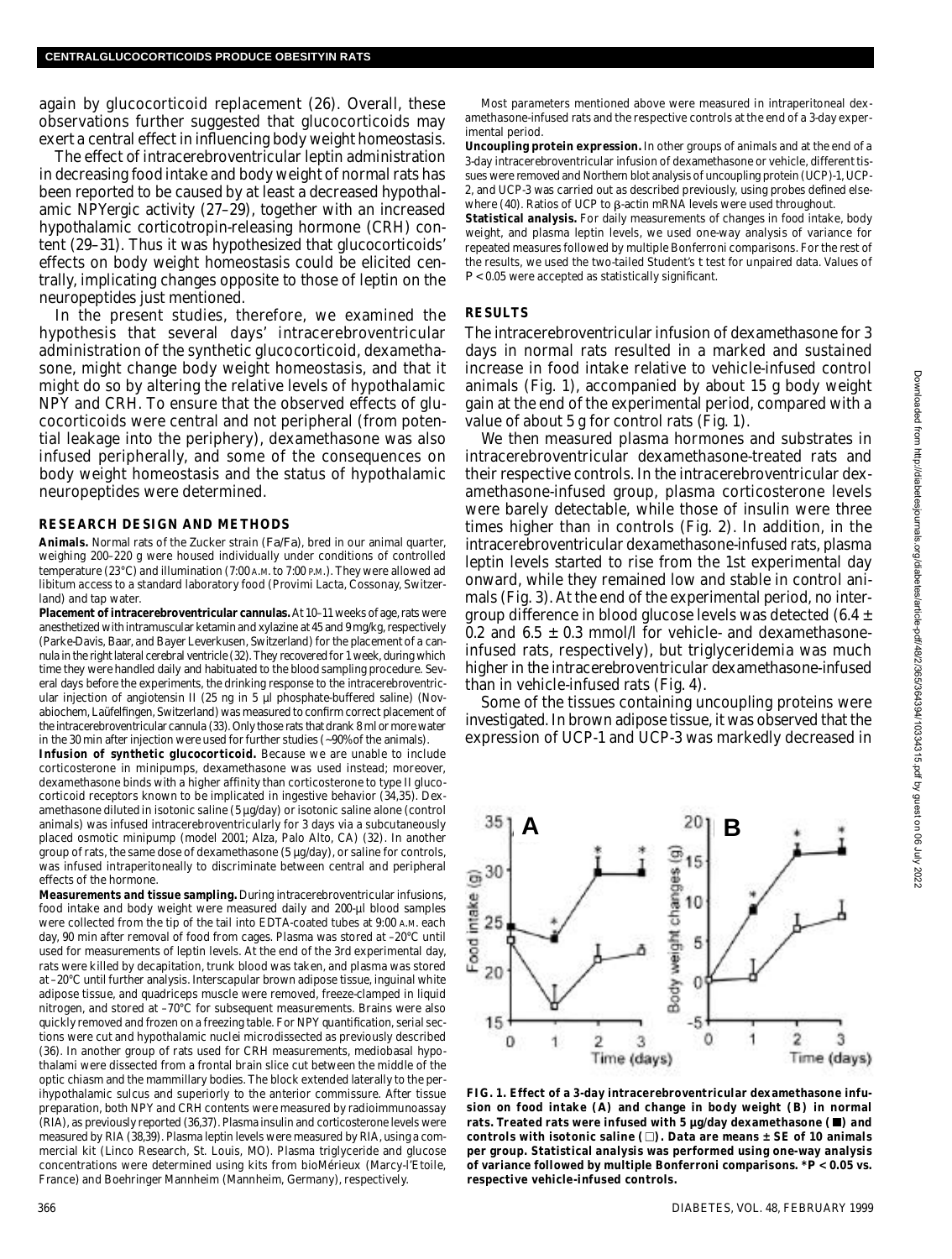again by glucocorticoid replacement (26). Overall, these observations further suggested that glucocorticoids may exert a central effect in influencing body weight homeostasis.

The effect of intracerebroventricular leptin administration in decreasing food intake and body weight of normal rats has been reported to be caused by at least a decreased hypothalamic NPYergic activity (27–29), together with an increased hypothalamic corticotropin-releasing hormone (CRH) content (29–31). Thus it was hypothesized that glucocorticoids' effects on body weight homeostasis could be elicited centrally, implicating changes opposite to those of leptin on the neuropeptides just mentioned.

In the present studies, therefore, we examined the hypothesis that several days' intracerebroventricular administration of the synthetic glucocorticoid, dexamethasone, might change body weight homeostasis, and that it might do so by altering the relative levels of hypothalamic NPY and CRH. To ensure that the observed effects of glucocorticoids were central and not peripheral (from potential leakage into the periphery), dexamethasone was also infused peripherally, and some of the consequences on body weight homeostasis and the status of hypothalamic neuropeptides were determined.

## RESEARCH DESIGN AND METHODS

**Animals.** Normal rats of the Zucker strain (*Fa/Fa*), bred in our animal quarter, weighing 200–220 g were housed individually under conditions of controlled temperature (23°C) and illumination (7:00 A.M. to 7:00 P.M.). They were allowed ad libitum access to a standard laboratory food (Provimi Lacta, Cossonay, Switzerland) and tap water.

**Placement of intracerebroventricular cannulas.** At 10–11 weeks of age, rats were anesthetized with intramuscular ketamin and xylazine at 45 and 9 mg/kg, respectively (Parke-Davis, Baar, and Bayer Leverkusen, Switzerland) for the placement of a cannula in the right lateral cerebral ventricle (32). They recovered for 1 week, during which time they were handled daily and habituated to the blood sampling procedure. Several days before the experiments, the drinking response to the intracerebroventricular injection of angiotensin II (25 ng in 5 µl phosphate-buffered saline) (Novabiochem, Laüfelfingen, Switzerland) was measured to confirm correct placement of the intracerebroventricular cannula (33). Only those rats that drank 8 ml or more water in the 30 min after injection were used for further studies (~90% of the animals).

**Infusion of synthetic glucocorticoid.** Because we are unable to include corticosterone in minipumps, dexamethasone was used instead; moreover, dexamethasone binds with a higher affinity than corticosterone to type II glucocorticoid receptors known to be implicated in ingestive behavior (34,35). Dexamethasone diluted in isotonic saline (5 µg/day) or isotonic saline alone (control animals) was infused intracerebroventricularly for 3 days via a subcutaneously placed osmotic minipump (model 2001; Alza, Palo Alto, CA) (32). In another group of rats, the same dose of dexamethasone (5 µg/day), or saline for controls, was infused intraperitoneally to discriminate between central and peripheral effects of the hormone.

**Measurements and tissue sampling.** During intracerebroventricular infusions, food intake and body weight were measured daily and 200-µl blood samples were collected from the tip of the tail into EDTA-coated tubes at 9:00 A.M. each day, 90 min after removal of food from cages. Plasma was stored at –20°C until used for measurements of leptin levels. At the end of the 3rd experimental day, rats were killed by decapitation, trunk blood was taken, and plasma was stored at –20°C until further analysis. Interscapular brown adipose tissue, inguinal white adipose tissue, and quadriceps muscle were removed, freeze-clamped in liquid nitrogen, and stored at –70°C for subsequent measurements. Brains were also quickly removed and frozen on a freezing table. For NPY quantification, serial sections were cut and hypothalamic nuclei microdissected as previously described (36). In another group of rats used for CRH measurements, mediobasal hypothalami were dissected from a frontal brain slice cut between the middle of the optic chiasm and the mammillary bodies. The block extended laterally to the perihypothalamic sulcus and superiorly to the anterior commissure. After tissue preparation, both NPY and CRH contents were measured by radioimmunoassay (RIA), as previously reported (36,37). Plasma insulin and corticosterone levels were measured by RIA (38,39). Plasma leptin levels were measured by RIA, using a commercial kit (Linco Research, St. Louis, MO). Plasma triglyceride and glucose concentrations were determined using kits from bioMérieux (Marcy-l'Etoile, France) and Boehringer Mannheim (Mannheim, Germany), respectively.

Most parameters mentioned above were measured in intraperitoneal dexamethasone-infused rats and the respective controls at the end of a 3-day experimental period.

**Uncoupling protein expression.** In other groups of animals and at the end of a 3-day intracerebroventricular infusion of dexamethasone or vehicle, different tissues were removed and Northern blot analysis of uncoupling protein (UCP)-1, UCP-2, and UCP-3 was carried out as described previously, using probes defined elsewhere (40). Ratios of UCP to β-actin mRNA levels were used throughout.

**Statistical analysis.** For daily measurements of changes in food intake, body weight, and plasma leptin levels, we used one-way analysis of variance for repeated measures followed by multiple Bonferroni comparisons. For the rest of the results, we used the two-tailed Student's *t* test for unpaired data. Values of $P < 0.05$ were accepted as statistically significant.

## RESULTS

The intracerebroventricular infusion of dexamethasone for 3 days in normal rats resulted in a marked and sustained increase in food intake relative to vehicle-infused control animals (Fig. 1), accompanied by about 15 g body weight gain at the end of the experimental period, compared with a value of about 5 g for control rats (Fig. 1).

We then measured plasma hormones and substrates in intracerebroventricular dexamethasone-treated rats and their respective controls. In the intracerebroventricular dexamethasone-infused group, plasma corticosterone levels were barely detectable, while those of insulin were three times higher than in controls (Fig. 2). In addition, in the intracerebroventricular dexamethasone-infused rats, plasma leptin levels started to rise from the 1st experimental day onward, while they remained low and stable in control animals (Fig. 3). At the end of the experimental period, no intergroup difference in blood glucose levels was detected (6.4 ± 0.2 and 6.5 ± 0.3 mmol/l for vehicle- and dexamethasone-infused rats, respectively), but triglyceridemia was much higher in the intracerebroventricular dexamethasone-infused than in vehicle-infused rats (Fig. 4).

Some of the tissues containing uncoupling proteins were investigated. In brown adipose tissue, it was observed that the expression of UCP-1 and UCP-3 was markedly decreased in

**FIG. 1. Effect of a 3-day intracerebroventricular dexamethasone infusion on food intake (A) and change in body weight (B) in normal rats. Treated rats were infused with 5 µg/day dexamethasone (■) and controls with isotonic saline (□). Data are means ± SE of 10 animals per group. Statistical analysis was performed using one-way analysis of variance followed by multiple Bonferroni comparisons. \*$P < 0.05$ vs. respective vehicle-infused controls.**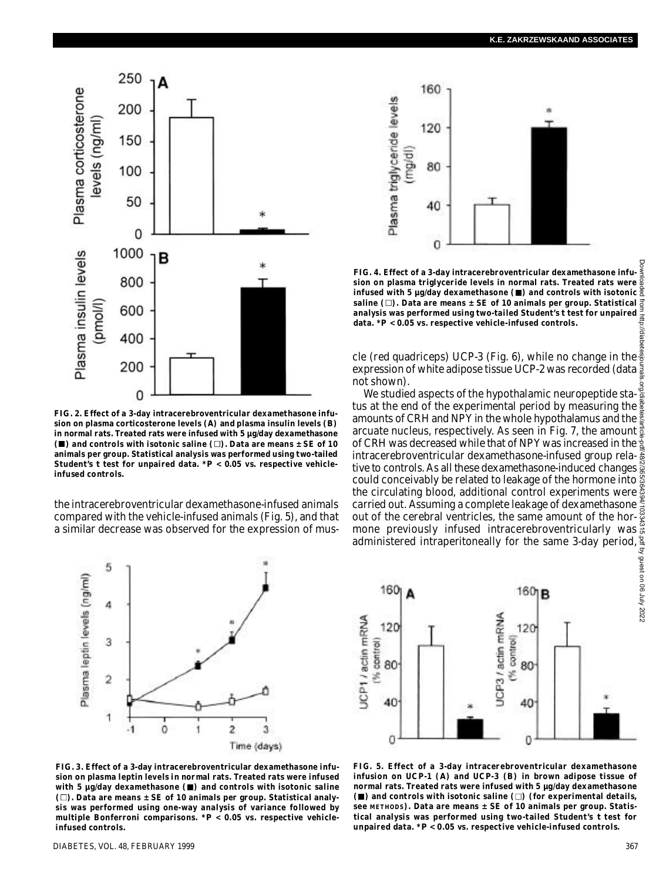**FIG. 2. Effect of a 3-day intracerebroventricular dexamethasone infusion on plasma corticosterone levels (A) and plasma insulin levels (B) in normal rats. Treated rats were infused with 5 µg/day dexamethasone (■) and controls with isotonic saline (□). Data are means ± SE of 10 animals per group. Statistical analysis was performed using two-tailed Student's t test for unpaired data. *P < 0.05 vs. respective vehicle-infused controls.**

the intracerebroventricular dexamethasone-infused animals compared with the vehicle-infused animals (Fig. 5), and that a similar decrease was observed for the expression of muscle (red quadriceps) UCP-3 (Fig. 6), while no change in the expression of white adipose tissue UCP-2 was recorded (data not shown).

We studied aspects of the hypothalamic neuropeptide status at the end of the experimental period by measuring the amounts of CRH and NPY in the whole hypothalamus and the arcuate nucleus, respectively. As seen in Fig. 7, the amount of CRH was decreased while that of NPY was increased in the intracerebroventricular dexamethasone-infused group relative to controls. As all these dexamethasone-induced changes could conceivably be related to leakage of the hormone into the circulating blood, additional control experiments were carried out. Assuming a complete leakage of dexamethasone out of the cerebral ventricles, the same amount of the hormone previously infused intracerebroventricularly was administered intraperitoneally for the same 3-day period,

**FIG. 4. Effect of a 3-day intracerebroventricular dexamethasone infusion on plasma triglyceride levels in normal rats. Treated rats were infused with 5 µg/day dexamethasone (■) and controls with isotonic saline (□). Data are means ± SE of 10 animals per group. Statistical analysis was performed using two-tailed Student's t test for unpaired data. *P < 0.05 vs. respective vehicle-infused controls.**

**FIG. 3. Effect of a 3-day intracerebroventricular dexamethasone infusion on plasma leptin levels in normal rats. Treated rats were infused with 5 µg/day dexamethasone (■) and controls with isotonic saline (□). Data are means ± SE of 10 animals per group. Statistical analysis was performed using one-way analysis of variance followed by multiple Bonferroni comparisons. *P < 0.05 vs. respective vehicle-infused controls.**

**FIG. 5. Effect of a 3-day intracerebroventricular dexamethasone infusion on UCP-1 (A) and UCP-3 (B) in brown adipose tissue of normal rats. Treated rats were infused with 5 µg/day dexamethasone (■) and controls with isotonic saline (□) (for experimental details, see METHODS). Data are means ± SE of 10 animals per group. Statistical analysis was performed using two-tailed Student's t test for unpaired data. *P < 0.05 vs. respective vehicle-infused controls.**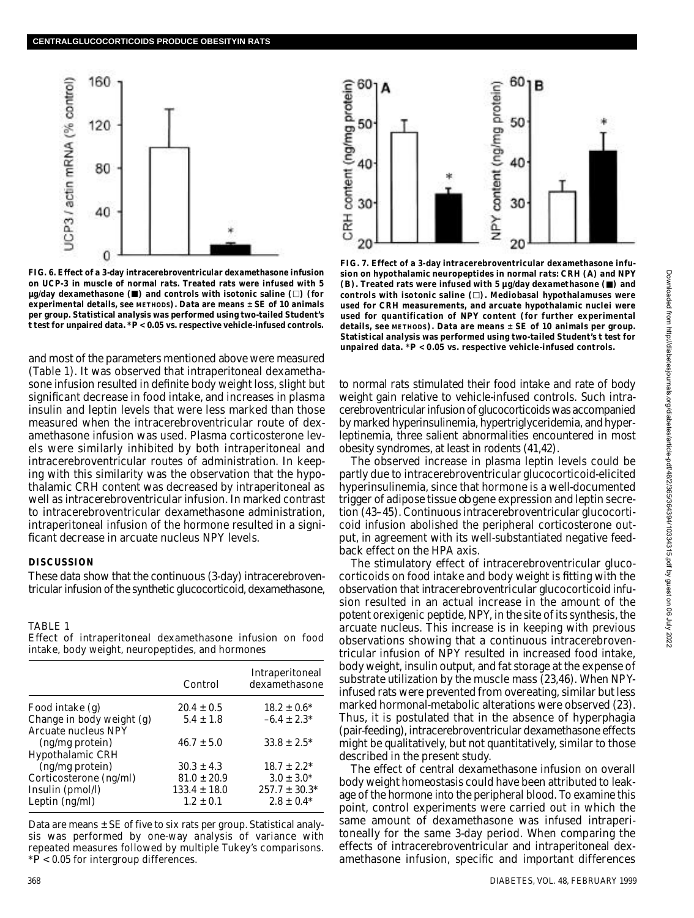FIG. 6. Effect of a 3-day intracerebroventricular dexamethasone infusion on UCP-3 in muscle of normal rats. Treated rats were infused with 5 µg/day dexamethasone (■) and controls with isotonic saline (□) (for experimental details, see METHODS). Data are means ± SE of 10 animals per group. Statistical analysis was performed using two-tailed Student's *t* test for unpaired data. \*$P < 0.05$ vs. respective vehicle-infused controls.

FIG. 7. Effect of a 3-day intracerebroventricular dexamethasone infusion on hypothalamic neuropeptides in normal rats: CRH (A) and NPY (B). Treated rats were infused with 5 µg/day dexamethasone (■) and controls with isotonic saline (□). Mediobasal hypothalamuses were used for CRH measurements, and arcuate hypothalamic nuclei were used for quantification of NPY content (for further experimental details, see METHODS). Data are means ± SE of 10 animals per group. Statistical analysis was performed using two-tailed Student's *t* test for unpaired data. \*$P < 0.05$ vs. respective vehicle-infused controls.

and most of the parameters mentioned above were measured (Table 1). It was observed that intraperitoneal dexamethasone infusion resulted in definite body weight loss, slight but significant decrease in food intake, and increases in plasma insulin and leptin levels that were less marked than those measured when the intracerebroventricular route of dexamethasone infusion was used. Plasma corticosterone levels were similarly inhibited by both intraperitoneal and intracerebroventricular routes of administration. In keeping with this similarity was the observation that the hypothalamic CRH content was decreased by intraperitoneal as well as intracerebroventricular infusion. In marked contrast to intracerebroventricular dexamethasone administration, intraperitoneal infusion of the hormone resulted in a significant decrease in arcuate nucleus NPY levels.

## DISCUSSION

These data show that the continuous (3-day) intracerebroventricular infusion of the synthetic glucocorticoid, dexamethasone, to normal rats stimulated their food intake and rate of body weight gain relative to vehicle-infused controls. Such intracerebroventricular infusion of glucocorticoids was accompanied by marked hyperinsulinemia, hypertriglyceridemia, and hyperleptinemia, three salient abnormalities encountered in most obesity syndromes, at least in rodents (41,42).

The observed increase in plasma leptin levels could be partly due to intracerebroventricular glucocorticoid-elicited hyperinsulinemia, since that hormone is a well-documented trigger of adipose tissue *ob* gene expression and leptin secretion (43–45). Continuous intracerebroventricular glucocorticoid infusion abolished the peripheral corticosterone output, in agreement with its well-substantiated negative feedback effect on the HPA axis.

The stimulatory effect of intracerebroventricular glucocorticoids on food intake and body weight is fitting with the observation that intracerebroventricular glucocorticoid infusion resulted in an actual increase in the amount of the potent orexigenic peptide, NPY, in the site of its synthesis, the arcuate nucleus. This increase is in keeping with previous observations showing that a continuous intracerebroventricular infusion of NPY resulted in increased food intake, body weight, insulin output, and fat storage at the expense of substrate utilization by the muscle mass (23,46). When NPY-infused rats were prevented from overeating, similar but less marked hormonal-metabolic alterations were observed (23). Thus, it is postulated that in the absence of hyperphagia (pair-feeding), intracerebroventricular dexamethasone effects might be qualitatively, but not quantitatively, similar to those described in the present study.

The effect of central dexamethasone infusion on overall body weight homeostasis could have been attributed to leakage of the hormone into the peripheral blood. To examine this point, control experiments were carried out in which the same amount of dexamethasone was infused intraperitoneally for the same 3-day period. When comparing the effects of intracerebroventricular and intraperitoneal dexamethasone infusion, specific and important differences

TABLE 1
Effect of intraperitoneal dexamethasone infusion on food intake, body weight, neuropeptides, and hormones

| | Control | Intraperitoneal dexamethasone |
|---|---|---|
| Food intake (g) | 20.4 ± 0.5 | 18.2 ± 0.6* |
| Change in body weight (g) | 5.4 ± 1.8 | –6.4 ± 2.3* |
| Arcuate nucleus NPY (ng/mg protein) | 46.7 ± 5.0 | 33.8 ± 2.5* |
| Hypothalamic CRH (ng/mg protein) | 30.3 ± 4.3 | 18.7 ± 2.2* |
| Corticosterone (ng/ml) | 81.0 ± 20.9 | 3.0 ± 3.0* |
| Insulin (pmol/l) | 133.4 ± 18.0 | 257.7 ± 30.3* |
| Leptin (ng/ml) | 1.2 ± 0.1 | 2.8 ± 0.4* |

Data are means ± SE of five to six rats per group. Statistical analysis was performed by one-way analysis of variance with repeated measures followed by multiple Tukey's comparisons. \*$P < 0.05$ for intergroup differences.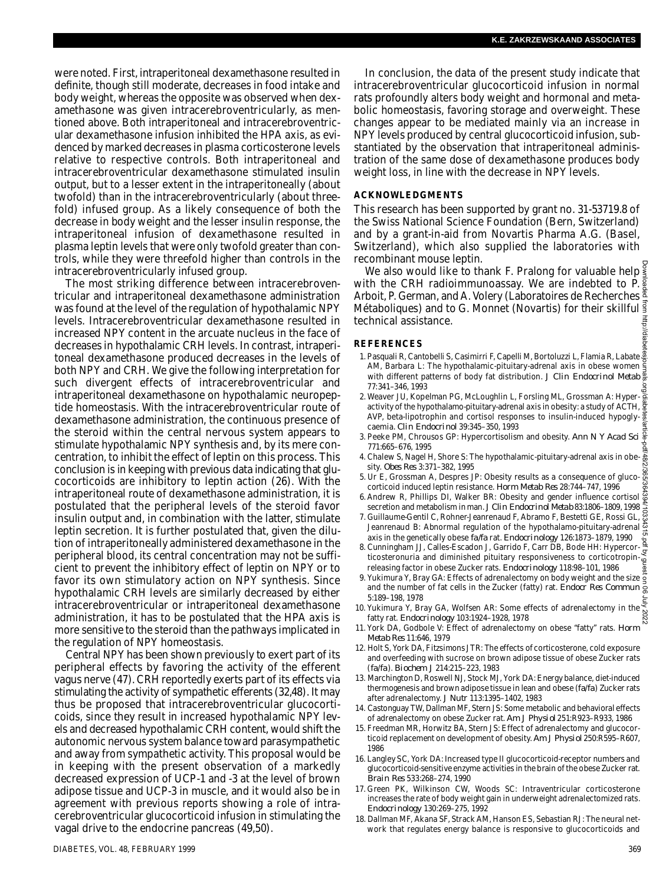were noted. First, intraperitoneal dexamethasone resulted in definite, though still moderate, decreases in food intake and body weight, whereas the opposite was observed when dexamethasone was given intracerebroventricularly, as mentioned above. Both intraperitoneal and intracerebroventricular dexamethasone infusion inhibited the HPA axis, as evidenced by marked decreases in plasma corticosterone levels relative to respective controls. Both intraperitoneal and intracerebroventricular dexamethasone stimulated insulin output, but to a lesser extent in the intraperitoneally (about twofold) than in the intracerebroventricularly (about threefold) infused group. As a likely consequence of both the decrease in body weight and the lesser insulin response, the intraperitoneal infusion of dexamethasone resulted in plasma leptin levels that were only twofold greater than controls, while they were threefold higher than controls in the intracerebroventricularly infused group.

The most striking difference between intracerebroventricular and intraperitoneal dexamethasone administration was found at the level of the regulation of hypothalamic NPY levels. Intracerebroventricular dexamethasone resulted in increased NPY content in the arcuate nucleus in the face of decreases in hypothalamic CRH levels. In contrast, intraperitoneal dexamethasone produced decreases in the levels of both NPY and CRH. We give the following interpretation for such divergent effects of intracerebroventricular and intraperitoneal dexamethasone on hypothalamic neuropeptide homeostasis. With the intracerebroventricular route of dexamethasone administration, the continuous presence of the steroid within the central nervous system appears to stimulate hypothalamic NPY synthesis and, by its mere concentration, to inhibit the effect of leptin on this process. This conclusion is in keeping with previous data indicating that glucocorticoids are inhibitory to leptin action (26). With the intraperitoneal route of dexamethasone administration, it is postulated that the peripheral levels of the steroid favor insulin output and, in combination with the latter, stimulate leptin secretion. It is further postulated that, given the dilution of intraperitoneally administered dexamethasone in the peripheral blood, its central concentration may not be sufficient to prevent the inhibitory effect of leptin on NPY or to favor its own stimulatory action on NPY synthesis. Since hypothalamic CRH levels are similarly decreased by either intracerebroventricular or intraperitoneal dexamethasone administration, it has to be postulated that the HPA axis is more sensitive to the steroid than the pathways implicated in the regulation of NPY homeostasis.

Central NPY has been shown previously to exert part of its peripheral effects by favoring the activity of the efferent vagus nerve (47). CRH reportedly exerts part of its effects via stimulating the activity of sympathetic efferents (32,48). It may thus be proposed that intracerebroventricular glucocorticoids, since they result in increased hypothalamic NPY levels and decreased hypothalamic CRH content, would shift the autonomic nervous system balance toward parasympathetic and away from sympathetic activity. This proposal would be in keeping with the present observation of a markedly decreased expression of UCP-1 and -3 at the level of brown adipose tissue and UCP-3 in muscle, and it would also be in agreement with previous reports showing a role of intracerebroventricular glucocorticoid infusion in stimulating the vagal drive to the endocrine pancreas (49,50).

In conclusion, the data of the present study indicate that intracerebroventricular glucocorticoid infusion in normal rats profoundly alters body weight and hormonal and metabolic homeostasis, favoring storage and overweight. These changes appear to be mediated mainly via an increase in NPY levels produced by central glucocorticoid infusion, substantiated by the observation that intraperitoneal administration of the same dose of dexamethasone produces body weight loss, in line with the decrease in NPY levels.

## ACKNOWLEDGMENTS

This research has been supported by grant no. 31-53719.8 of the Swiss National Science Foundation (Bern, Switzerland) and by a grant-in-aid from Novartis Pharma A.G. (Basel, Switzerland), which also supplied the laboratories with recombinant mouse leptin.

We also would like to thank F. Pralong for valuable help with the CRH radioimmunoassay. We are indebted to P. Arboit, P. German, and A. Volery (Laboratoires de Recherches Métaboliques) and to G. Monnet (Novartis) for their skillful technical assistance.

## REFERENCES

1. Pasquali R, Cantobelli S, Casimirri F, Capelli M, Bortoluzzi L, Flamia R, Labate AM, Barbara L: The hypothalamic-pituitary-adrenal axis in obese women with different patterns of body fat distribution. *J Clin Endocrinol Metab* 77:341–346, 1993
2. Weaver JU, Kopelman PG, McLoughlin L, Forsling ML, Grossman A: Hyperactivity of the hypothalamo-pituitary-adrenal axis in obesity: a study of ACTH, AVP, beta-lipotrophin and cortisol responses to insulin-induced hypoglycaemia. *Clin Endocrinol* 39:345–350, 1993
3. Peeke PM, Chrousos GP: Hypercortisolism and obesity. *Ann N Y Acad Sci* 771:665–676, 1995
4. Chalew S, Nagel H, Shore S: The hypothalamic-pituitary-adrenal axis in obesity. *Obes Res* 3:371–382, 1995
5. Ur E, Grossman A, Despres JP: Obesity results as a consequence of glucocorticoid induced leptin resistance. *Horm Metab Res* 28:744–747, 1996
6. Andrew R, Phillips DI, Walker BR: Obesity and gender influence cortisol secretion and metabolism in man. *J Clin Endocrinol Metab* 83:1806–1809, 1998
7. Guillaume-Gentil C, Rohner-Jeanrenaud F, Abramo F, Bestetti GE, Rossi GL, Jeanrenaud B: Abnormal regulation of the hypothalamo-pituitary-adrenal axis in the genetically obese *fa/fa* rat. *Endocrinology* 126:1873–1879, 1990
8. Cunningham JJ, Calles-Escadon J, Garrido F, Carr DB, Bode HH: Hypercorticosteronuria and diminished pituitary responsiveness to corticotropin-releasing factor in obese Zucker rats. *Endocrinology* 118:98–101, 1986
9. Yukimura Y, Bray GA: Effects of adrenalectomy on body weight and the size and the number of fat cells in the Zucker (fatty) rat. *Endocr Res Commun* 5:189–198, 1978
10. Yukimura Y, Bray GA, Wolfsen AR: Some effects of adrenalectomy in the fatty rat. *Endocrinology* 103:1924–1928, 1978
11. York DA, Godbole V: Effect of adrenalectomy on obese "fatty" rats. *Horm Metab Res* 11:646, 1979
12. Holt S, York DA, Fitzsimons JTR: The effects of corticosterone, cold exposure and overfeeding with sucrose on brown adipose tissue of obese Zucker rats (*fa/fa*). *Biochem J* 214:215–223, 1983
13. Marchington D, Roswell NJ, Stock MJ, York DA: Energy balance, diet-induced thermogenesis and brown adipose tissue in lean and obese (*fa/fa*) Zucker rats after adrenalectomy. *J Nutr* 113:1395–1402, 1983
14. Castonguay TW, Dallman MF, Stern JS: Some metabolic and behavioral effects of adrenalectomy on obese Zucker rat. *Am J Physiol* 251:R923–R933, 1986
15. Freedman MR, Horwitz BA, Stern JS: Effect of adrenalectomy and glucocorticoid replacement on development of obesity. *Am J Physiol* 250:R595–R607, 1986
16. Langley SC, York DA: Increased type II glucocorticoid-receptor numbers and glucocorticoid-sensitive enzyme activities in the brain of the obese Zucker rat. *Brain Res* 533:268–274, 1990
17. Green PK, Wilkinson CW, Woods SC: Intraventricular corticosterone increases the rate of body weight gain in underweight adrenalectomized rats. *Endocrinology* 130:269–275, 1992
18. Dallman MF, Akana SF, Strack AM, Hanson ES, Sebastian RJ: The neural network that regulates energy balance is responsive to glucocorticoids and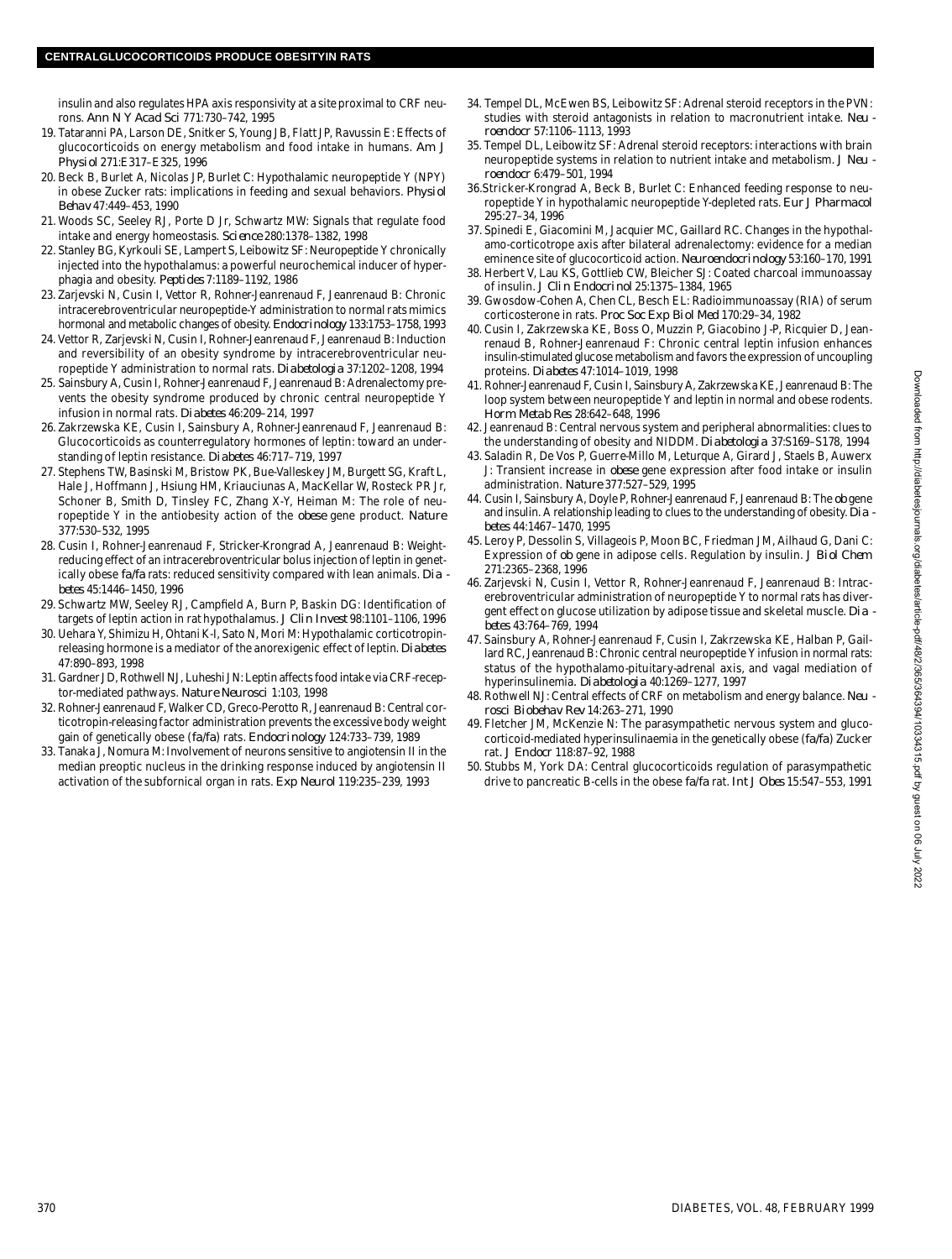insulin and also regulates HPA axis responsivity at a site proximal to CRF neurons. *Ann N Y Acad Sci* 771:730–742, 1995

19. Tataranni PA, Larson DE, Snitker S, Young JB, Flatt JP, Ravussin E: Effects of glucocorticoids on energy metabolism and food intake in humans. *Am J Physiol* 271:E317–E325, 1996
20. Beck B, Burlet A, Nicolas JP, Burlet C: Hypothalamic neuropeptide Y (NPY) in obese Zucker rats: implications in feeding and sexual behaviors. *Physiol Behav* 47:449–453, 1990
21. Woods SC, Seeley RJ, Porte D Jr, Schwartz MW: Signals that regulate food intake and energy homeostasis. *Science* 280:1378–1382, 1998
22. Stanley BG, Kyrkouli SE, Lampert S, Leibowitz SF: Neuropeptide Y chronically injected into the hypothalamus: a powerful neurochemical inducer of hyperphagia and obesity. *Peptides* 7:1189–1192, 1986
23. Zarjevski N, Cusin I, Vettor R, Rohner-Jeanrenaud F, Jeanrenaud B: Chronic intracerebroventricular neuropeptide-Y administration to normal rats mimics hormonal and metabolic changes of obesity. *Endocrinology* 133:1753–1758, 1993
24. Vettor R, Zarjevski N, Cusin I, Rohner-Jeanrenaud F, Jeanrenaud B: Induction and reversibility of an obesity syndrome by intracerebroventricular neuropeptide Y administration to normal rats. *Diabetologia* 37:1202–1208, 1994
25. Sainsbury A, Cusin I, Rohner-Jeanrenaud F, Jeanrenaud B: Adrenalectomy prevents the obesity syndrome produced by chronic central neuropeptide Y infusion in normal rats. *Diabetes* 46:209–214, 1997
26. Zakrzewska KE, Cusin I, Sainsbury A, Rohner-Jeanrenaud F, Jeanrenaud B: Glucocorticoids as counterregulatory hormones of leptin: toward an understanding of leptin resistance. *Diabetes* 46:717–719, 1997
27. Stephens TW, Basinski M, Bristow PK, Bue-Valleskey JM, Burgett SG, Kraft L, Hale J, Hoffmann J, Hsiung HM, Kriauciunas A, MacKellar W, Rosteck PR Jr, Schoner B, Smith D, Tinsley FC, Zhang X-Y, Heiman M: The role of neuropeptide Y in the antiobesity action of the *obese* gene product. *Nature* 377:530–532, 1995
28. Cusin I, Rohner-Jeanrenaud F, Stricker-Krongrad A, Jeanrenaud B: Weight-reducing effect of an intracerebroventricular bolus injection of leptin in genetically obese *fa/fa* rats: reduced sensitivity compared with lean animals. *Diabetes* 45:1446–1450, 1996
29. Schwartz MW, Seeley RJ, Campfield A, Burn P, Baskin DG: Identification of targets of leptin action in rat hypothalamus. *J Clin Invest* 98:1101–1106, 1996
30. Uehara Y, Shimizu H, Ohtani K-I, Sato N, Mori M: Hypothalamic corticotropin-releasing hormone is a mediator of the anorexigenic effect of leptin. *Diabetes* 47:890–893, 1998
31. Gardner JD, Rothwell NJ, Luheshi JN: Leptin affects food intake via CRF-receptor-mediated pathways. *Nature Neurosci* 1:103, 1998
32. Rohner-Jeanrenaud F, Walker CD, Greco-Perotto R, Jeanrenaud B: Central corticotropin-releasing factor administration prevents the excessive body weight gain of genetically obese (*fa/fa*) rats. *Endocrinology* 124:733–739, 1989
33. Tanaka J, Nomura M: Involvement of neurons sensitive to angiotensin II in the median preoptic nucleus in the drinking response induced by angiotensin II activation of the subfornical organ in rats. *Exp Neurol* 119:235–239, 1993
34. Tempel DL, McEwen BS, Leibowitz SF: Adrenal steroid receptors in the PVN: studies with steroid antagonists in relation to macronutrient intake. *Neuroendocr* 57:1106–1113, 1993
35. Tempel DL, Leibowitz SF: Adrenal steroid receptors: interactions with brain neuropeptide systems in relation to nutrient intake and metabolism. *J Neuroendocr* 6:479–501, 1994
36. Stricker-Krongrad A, Beck B, Burlet C: Enhanced feeding response to neuropeptide Y in hypothalamic neuropeptide Y-depleted rats. *Eur J Pharmacol* 295:27–34, 1996
37. Spinedi E, Giacomini M, Jacquier MC, Gaillard RC. Changes in the hypothalamo-corticotrope axis after bilateral adrenalectomy: evidence for a median eminence site of glucocorticoid action. *Neuroendocrinology* 53:160–170, 1991
38. Herbert V, Lau KS, Gottlieb CW, Bleicher SJ: Coated charcoal immunoassay of insulin. *J Clin Endocrinol* 25:1375–1384, 1965
39. Gwosdow-Cohen A, Chen CL, Besch EL: Radioimmunoassay (RIA) of serum corticosterone in rats. *Proc Soc Exp Biol Med* 170:29–34, 1982
40. Cusin I, Zakrzewska KE, Boss O, Muzzin P, Giacobino J-P, Ricquier D, Jeanrenaud B, Rohner-Jeanrenaud F: Chronic central leptin infusion enhances insulin-stimulated glucose metabolism and favors the expression of uncoupling proteins. *Diabetes* 47:1014–1019, 1998
41. Rohner-Jeanrenaud F, Cusin I, Sainsbury A, Zakrzewska KE, Jeanrenaud B: The loop system between neuropeptide Y and leptin in normal and obese rodents. *Horm Metab Res* 28:642–648, 1996
42. Jeanrenaud B: Central nervous system and peripheral abnormalities: clues to the understanding of obesity and NIDDM. *Diabetologia* 37:S169–S178, 1994
43. Saladin R, De Vos P, Guerre-Millo M, Leturque A, Girard J, Staels B, Auwerx J: Transient increase in *obese* gene expression after food intake or insulin administration. *Nature* 377:527–529, 1995
44. Cusin I, Sainsbury A, Doyle P, Rohner-Jeanrenaud F, Jeanrenaud B: The *ob* gene and insulin. A relationship leading to clues to the understanding of obesity. *Diabetes* 44:1467–1470, 1995
45. Leroy P, Dessolin S, Villageois P, Moon BC, Friedman JM, Ailhaud G, Dani C: Expression of *ob* gene in adipose cells. Regulation by insulin. *J Biol Chem* 271:2365–2368, 1996
46. Zarjevski N, Cusin I, Vettor R, Rohner-Jeanrenaud F, Jeanrenaud B: Intracerebroventricular administration of neuropeptide Y to normal rats has divergent effect on glucose utilization by adipose tissue and skeletal muscle. *Diabetes* 43:764–769, 1994
47. Sainsbury A, Rohner-Jeanrenaud F, Cusin I, Zakrzewska KE, Halban P, Gaillard RC, Jeanrenaud B: Chronic central neuropeptide Y infusion in normal rats: status of the hypothalamo-pituitary-adrenal axis, and vagal mediation of hyperinsulinemia. *Diabetologia* 40:1269–1277, 1997
48. Rothwell NJ: Central effects of CRF on metabolism and energy balance. *Neurosci Biobehav Rev* 14:263–271, 1990
49. Fletcher JM, McKenzie N: The parasympathetic nervous system and glucocorticoid-mediated hyperinsulinaemia in the genetically obese (*fa/fa*) Zucker rat. *J Endocr* 118:87–92, 1988
50. Stubbs M, York DA: Central glucocorticoids regulation of parasympathetic drive to pancreatic B-cells in the obese *fa/fa* rat. *Int J Obes* 15:547–553, 1991